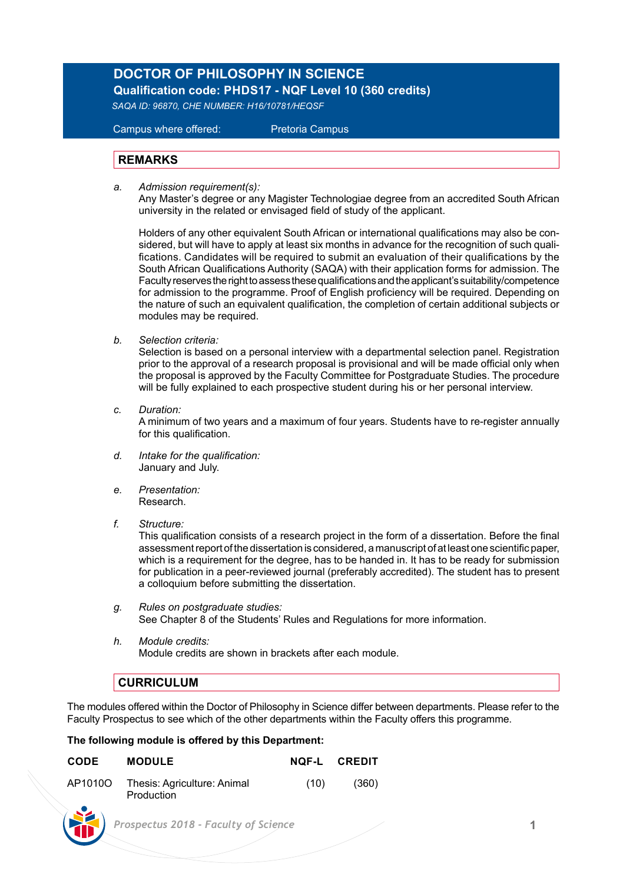# DOCTOR OF PHILOSOPHY IN SCIENCE

**Qualification code: PHDS17 - NQF Level 10 (360 credits)**

*SAQA ID: 96870, CHE NUMBER: H16/10781/HEQSF*

Campus where offered: Pretoria Campus

## REMARKS

a. *Admission requirement(s):*
Any Master's degree or any Magister Technologiae degree from an accredited South African university in the related or envisaged field of study of the applicant.

Holders of any other equivalent South African or international qualifications may also be considered, but will have to apply at least six months in advance for the recognition of such qualifications. Candidates will be required to submit an evaluation of their qualifications by the South African Qualifications Authority (SAQA) with their application forms for admission. The Faculty reserves the right to assess these qualifications and the applicant's suitability/competence for admission to the programme. Proof of English proficiency will be required. Depending on the nature of such an equivalent qualification, the completion of certain additional subjects or modules may be required.

b. *Selection criteria:*
Selection is based on a personal interview with a departmental selection panel. Registration prior to the approval of a research proposal is provisional and will be made official only when the proposal is approved by the Faculty Committee for Postgraduate Studies. The procedure will be fully explained to each prospective student during his or her personal interview.

c. *Duration:*
A minimum of two years and a maximum of four years. Students have to re-register annually for this qualification.

d. *Intake for the qualification:*
January and July.

e. *Presentation:*
Research.

f. *Structure:*
This qualification consists of a research project in the form of a dissertation. Before the final assessment report of the dissertation is considered, a manuscript of at least one scientific paper, which is a requirement for the degree, has to be handed in. It has to be ready for submission for publication in a peer-reviewed journal (preferably accredited). The student has to present a colloquium before submitting the dissertation.

g. *Rules on postgraduate studies:*
See Chapter 8 of the Students' Rules and Regulations for more information.

h. *Module credits:*
Module credits are shown in brackets after each module.

## CURRICULUM

The modules offered within the Doctor of Philosophy in Science differ between departments. Please refer to the Faculty Prospectus to see which of the other departments within the Faculty offers this programme.

**The following module is offered by this Department:**

| CODE | MODULE | NQF-L | CREDIT |
|---|---|---|---|
| AP1010O | Thesis: Agriculture: Animal Production | (10) | (360) |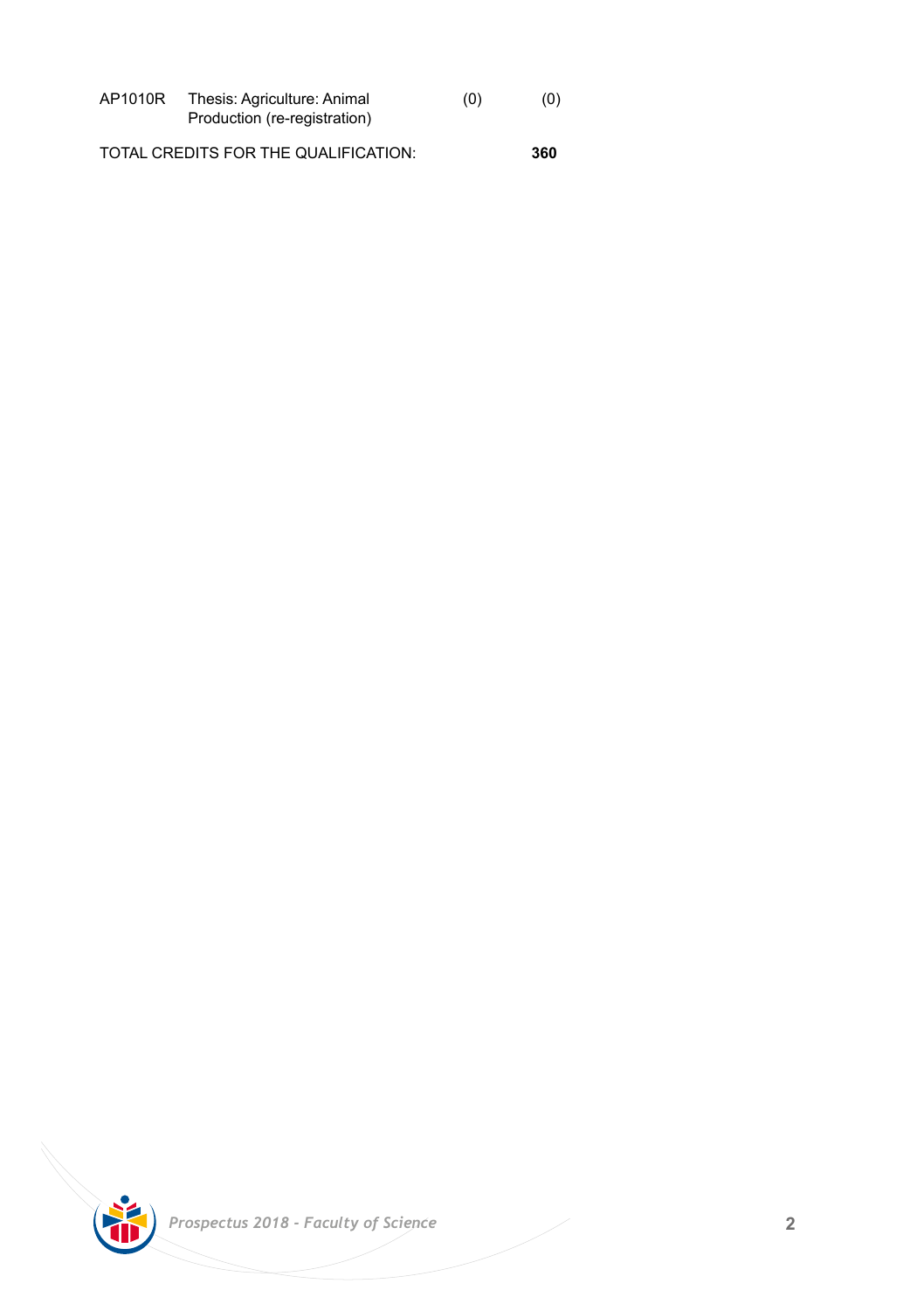| | | | |
|---|---|---|---|
| AP1010R | Thesis: Agriculture: Animal Production (re-registration) | (0) | (0) |
| TOTAL CREDITS FOR THE QUALIFICATION: | | | **360** |